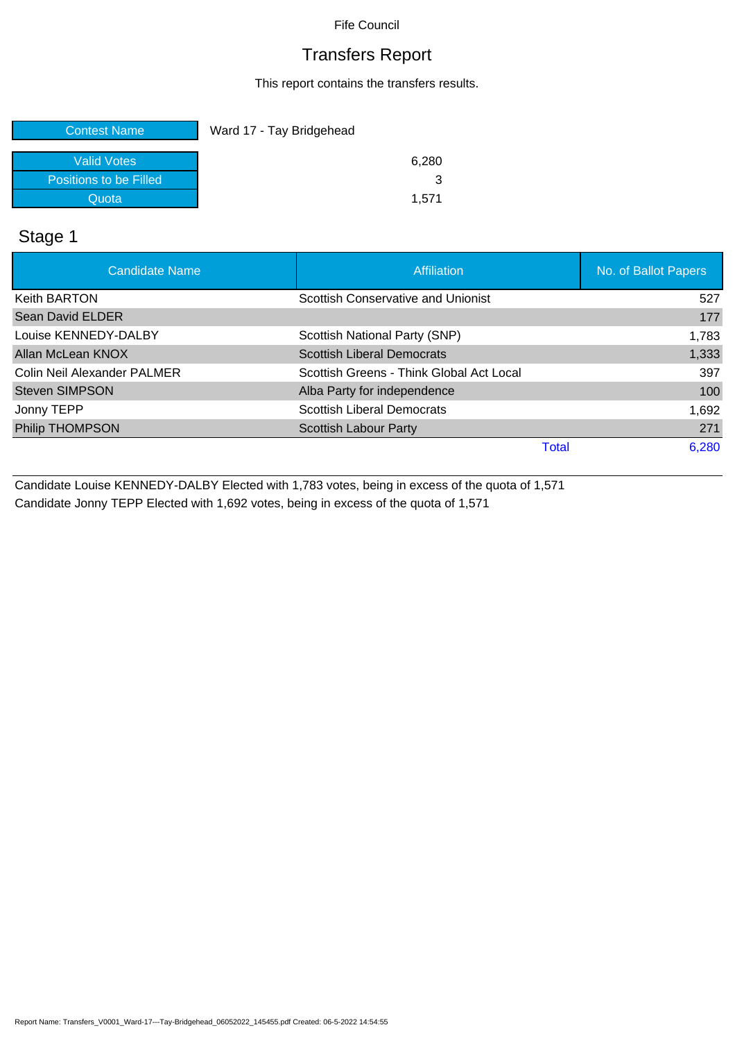Fife Council

# Transfers Report

This report contains the transfers results.

| | |
|---|---|
| Contest Name | Ward 17 - Tay Bridgehead |
| Valid Votes | 6,280 |
| Positions to be Filled | 3 |
| Quota | 1,571 |

## Stage 1

| Candidate Name | Affiliation | No. of Ballot Papers |
|---|---|---|
| Keith BARTON | Scottish Conservative and Unionist | 527 |
| Sean David ELDER | | 177 |
| Louise KENNEDY-DALBY | Scottish National Party (SNP) | 1,783 |
| Allan McLean KNOX | Scottish Liberal Democrats | 1,333 |
| Colin Neil Alexander PALMER | Scottish Greens - Think Global Act Local | 397 |
| Steven SIMPSON | Alba Party for independence | 100 |
| Jonny TEPP | Scottish Liberal Democrats | 1,692 |
| Philip THOMPSON | Scottish Labour Party | 271 |
| | Total | 6,280 |

Candidate Louise KENNEDY-DALBY Elected with 1,783 votes, being in excess of the quota of 1,571

Candidate Jonny TEPP Elected with 1,692 votes, being in excess of the quota of 1,571

Report Name: Transfers_V0001_Ward-17---Tay-Bridgehead_06052022_145455.pdf Created: 06-5-2022 14:54:55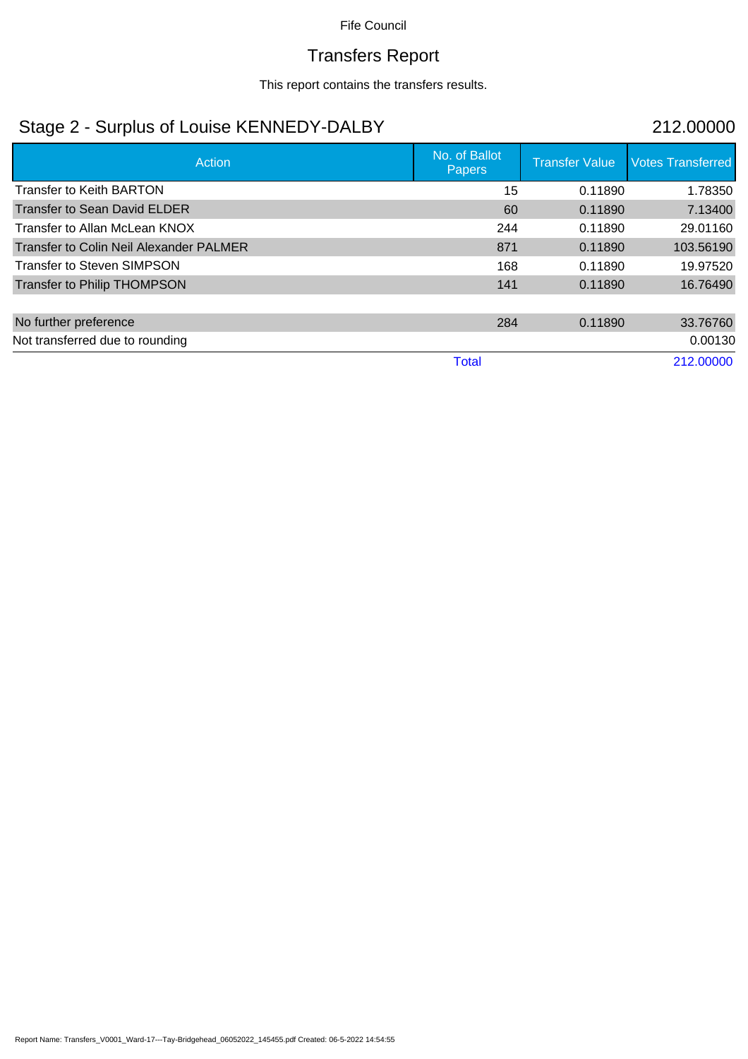Fife Council

# Transfers Report

This report contains the transfers results.

## Stage 2 - Surplus of Louise KENNEDY-DALBY 212.00000

| Action | No. of Ballot Papers | Transfer Value | Votes Transferred |
|---|---|---|---|
| Transfer to Keith BARTON | 15 | 0.11890 | 1.78350 |
| Transfer to Sean David ELDER | 60 | 0.11890 | 7.13400 |
| Transfer to Allan McLean KNOX | 244 | 0.11890 | 29.01160 |
| Transfer to Colin Neil Alexander PALMER | 871 | 0.11890 | 103.56190 |
| Transfer to Steven SIMPSON | 168 | 0.11890 | 19.97520 |
| Transfer to Philip THOMPSON | 141 | 0.11890 | 16.76490 |
| | | | |
| No further preference | 284 | 0.11890 | 33.76760 |
| Not transferred due to rounding | | | 0.00130 |
| | Total | | 212.00000 |

Report Name: Transfers_V0001_Ward-17---Tay-Bridgehead_06052022_145455.pdf Created: 06-5-2022 14:54:55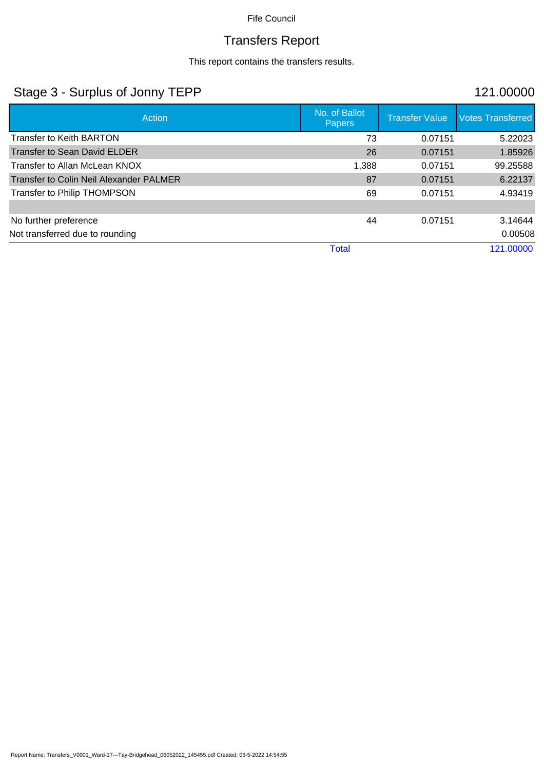Fife Council

# Transfers Report

This report contains the transfers results.

## Stage 3 - Surplus of Jonny TEPP — 121.00000

| Action | No. of Ballot Papers | Transfer Value | Votes Transferred |
|---|---|---|---|
| Transfer to Keith BARTON | 73 | 0.07151 | 5.22023 |
| Transfer to Sean David ELDER | 26 | 0.07151 | 1.85926 |
| Transfer to Allan McLean KNOX | 1,388 | 0.07151 | 99.25588 |
| Transfer to Colin Neil Alexander PALMER | 87 | 0.07151 | 6.22137 |
| Transfer to Philip THOMPSON | 69 | 0.07151 | 4.93419 |
| | | | |
| No further preference | 44 | 0.07151 | 3.14644 |
| Not transferred due to rounding | | | 0.00508 |
| | Total | | 121.00000 |

Report Name: Transfers_V0001_Ward-17---Tay-Bridgehead_06052022_145455.pdf Created: 06-5-2022 14:54:55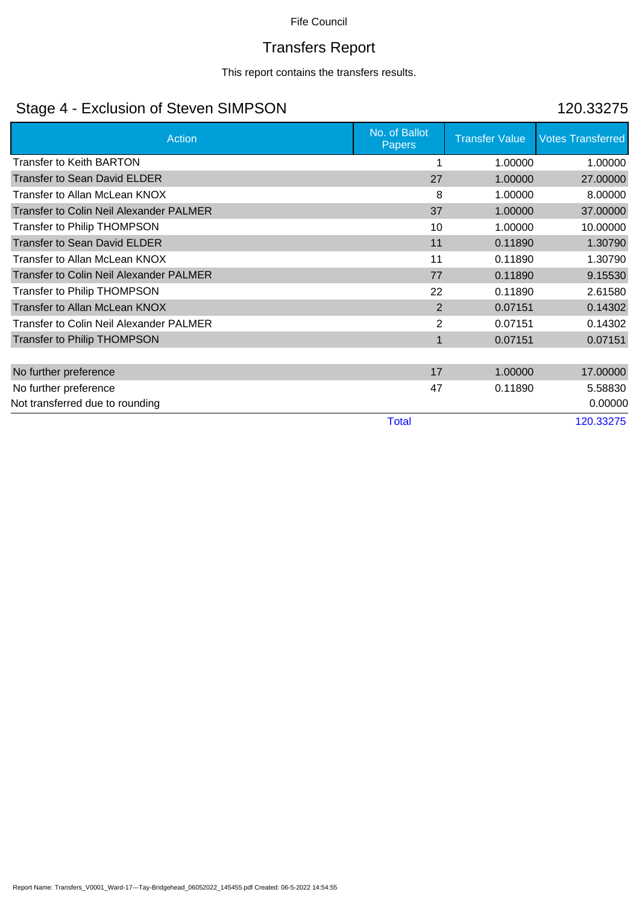Fife Council

# Transfers Report

This report contains the transfers results.

## Stage 4 - Exclusion of Steven SIMPSON — 120.33275

| Action | No. of Ballot Papers | Transfer Value | Votes Transferred |
|---|---|---|---|
| Transfer to Keith BARTON | 1 | 1.00000 | 1.00000 |
| Transfer to Sean David ELDER | 27 | 1.00000 | 27.00000 |
| Transfer to Allan McLean KNOX | 8 | 1.00000 | 8.00000 |
| Transfer to Colin Neil Alexander PALMER | 37 | 1.00000 | 37.00000 |
| Transfer to Philip THOMPSON | 10 | 1.00000 | 10.00000 |
| Transfer to Sean David ELDER | 11 | 0.11890 | 1.30790 |
| Transfer to Allan McLean KNOX | 11 | 0.11890 | 1.30790 |
| Transfer to Colin Neil Alexander PALMER | 77 | 0.11890 | 9.15530 |
| Transfer to Philip THOMPSON | 22 | 0.11890 | 2.61580 |
| Transfer to Allan McLean KNOX | 2 | 0.07151 | 0.14302 |
| Transfer to Colin Neil Alexander PALMER | 2 | 0.07151 | 0.14302 |
| Transfer to Philip THOMPSON | 1 | 0.07151 | 0.07151 |
| | | | |
| No further preference | 17 | 1.00000 | 17.00000 |
| No further preference | 47 | 0.11890 | 5.58830 |
| Not transferred due to rounding | | | 0.00000 |
| | Total | | 120.33275 |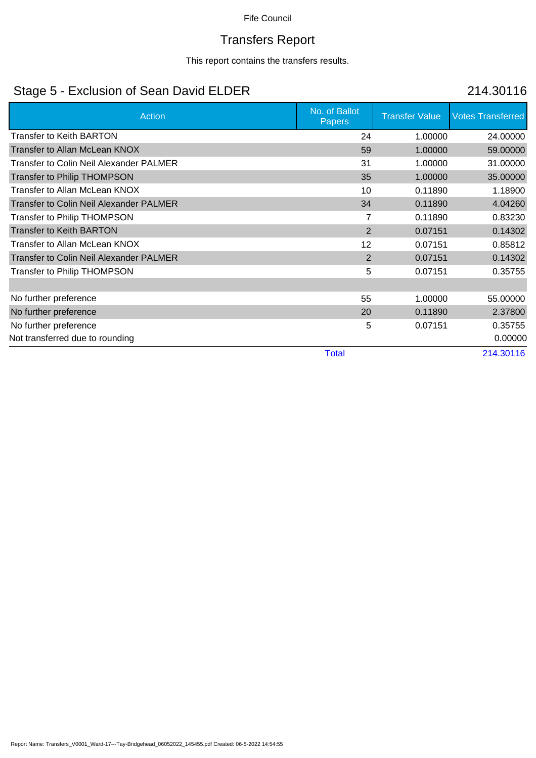Fife Council

# Transfers Report

This report contains the transfers results.

## Stage 5 - Exclusion of Sean David ELDER 214.30116

| Action | No. of Ballot Papers | Transfer Value | Votes Transferred |
|---|---|---|---|
| Transfer to Keith BARTON | 24 | 1.00000 | 24.00000 |
| Transfer to Allan McLean KNOX | 59 | 1.00000 | 59.00000 |
| Transfer to Colin Neil Alexander PALMER | 31 | 1.00000 | 31.00000 |
| Transfer to Philip THOMPSON | 35 | 1.00000 | 35.00000 |
| Transfer to Allan McLean KNOX | 10 | 0.11890 | 1.18900 |
| Transfer to Colin Neil Alexander PALMER | 34 | 0.11890 | 4.04260 |
| Transfer to Philip THOMPSON | 7 | 0.11890 | 0.83230 |
| Transfer to Keith BARTON | 2 | 0.07151 | 0.14302 |
| Transfer to Allan McLean KNOX | 12 | 0.07151 | 0.85812 |
| Transfer to Colin Neil Alexander PALMER | 2 | 0.07151 | 0.14302 |
| Transfer to Philip THOMPSON | 5 | 0.07151 | 0.35755 |
| | | | |
| No further preference | 55 | 1.00000 | 55.00000 |
| No further preference | 20 | 0.11890 | 2.37800 |
| No further preference | 5 | 0.07151 | 0.35755 |
| Not transferred due to rounding | | | 0.00000 |
| | Total | | 214.30116 |

Report Name: Transfers_V0001_Ward-17---Tay-Bridgehead_06052022_145455.pdf Created: 06-5-2022 14:54:55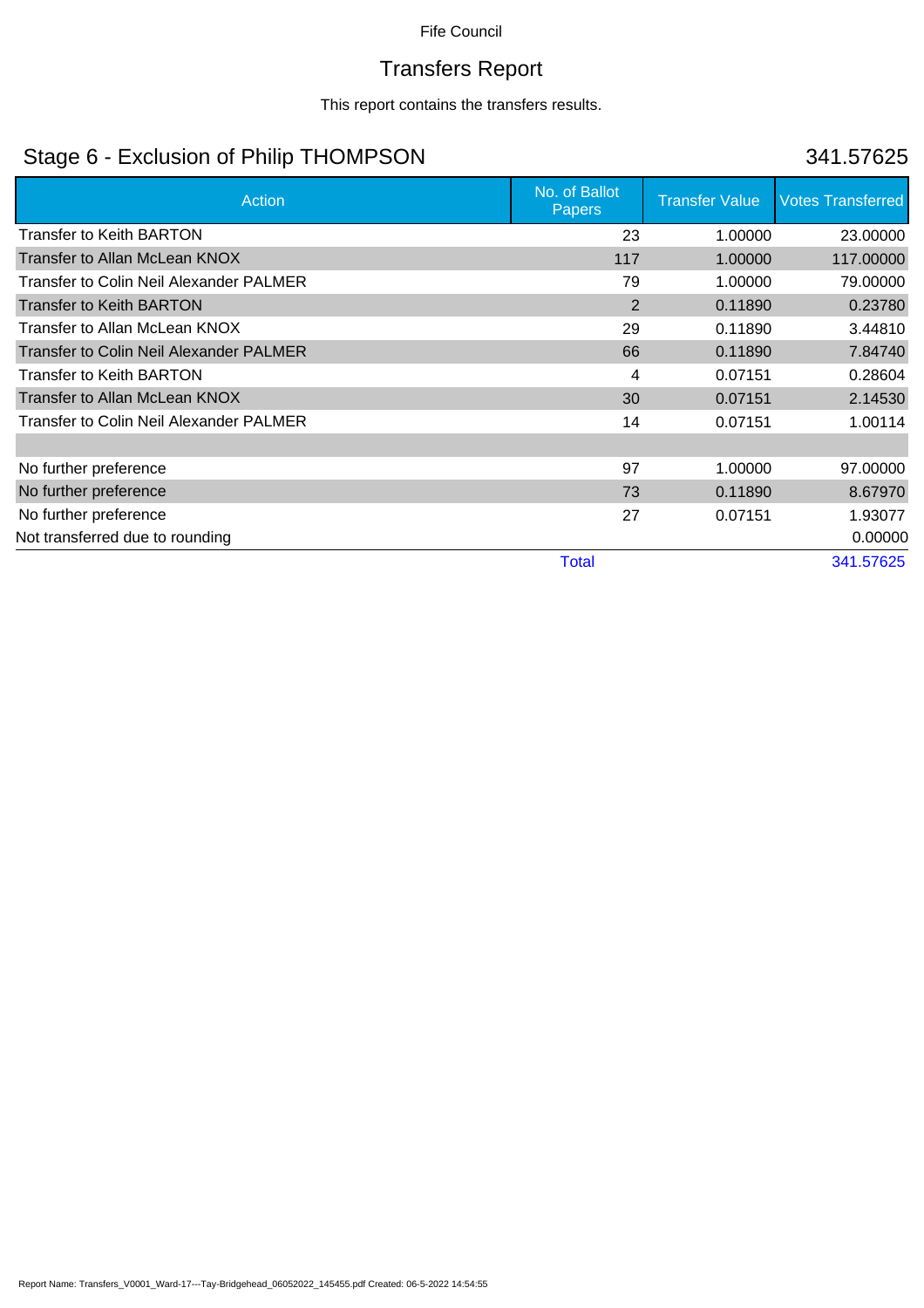Fife Council

# Transfers Report

This report contains the transfers results.

## Stage 6 - Exclusion of Philip THOMPSON 341.57625

| Action | No. of Ballot Papers | Transfer Value | Votes Transferred |
|---|---|---|---|
| Transfer to Keith BARTON | 23 | 1.00000 | 23.00000 |
| Transfer to Allan McLean KNOX | 117 | 1.00000 | 117.00000 |
| Transfer to Colin Neil Alexander PALMER | 79 | 1.00000 | 79.00000 |
| Transfer to Keith BARTON | 2 | 0.11890 | 0.23780 |
| Transfer to Allan McLean KNOX | 29 | 0.11890 | 3.44810 |
| Transfer to Colin Neil Alexander PALMER | 66 | 0.11890 | 7.84740 |
| Transfer to Keith BARTON | 4 | 0.07151 | 0.28604 |
| Transfer to Allan McLean KNOX | 30 | 0.07151 | 2.14530 |
| Transfer to Colin Neil Alexander PALMER | 14 | 0.07151 | 1.00114 |
| | | | |
| No further preference | 97 | 1.00000 | 97.00000 |
| No further preference | 73 | 0.11890 | 8.67970 |
| No further preference | 27 | 0.07151 | 1.93077 |
| Not transferred due to rounding | | | 0.00000 |
| | Total | | 341.57625 |

Report Name: Transfers_V0001_Ward-17---Tay-Bridgehead_06052022_145455.pdf Created: 06-5-2022 14:54:55